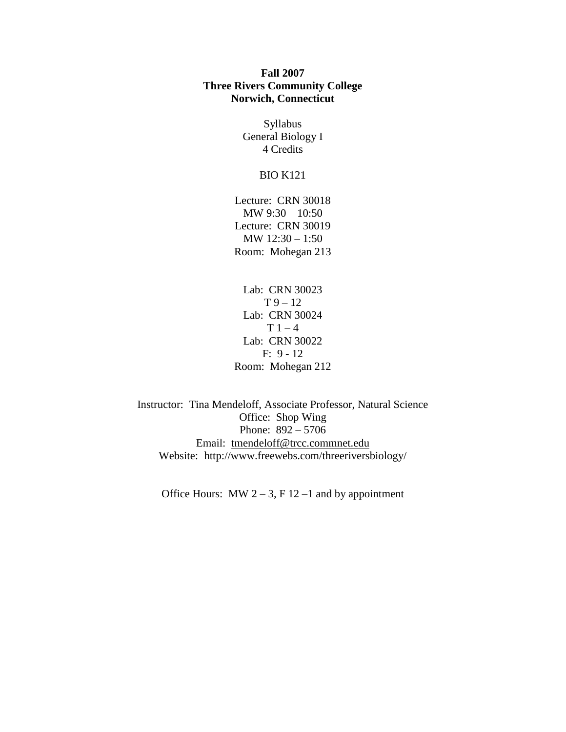**Fall 2007**
**Three Rivers Community College**
**Norwich, Connecticut**

Syllabus
General Biology I
4 Credits

BIO K121

Lecture: CRN 30018
MW 9:30 – 10:50
Lecture: CRN 30019
MW 12:30 – 1:50
Room: Mohegan 213

Lab: CRN 30023
T 9 – 12
Lab: CRN 30024
T 1 – 4
Lab: CRN 30022
F: 9 - 12
Room: Mohegan 212

Instructor: Tina Mendeloff, Associate Professor, Natural Science
Office: Shop Wing
Phone: 892 – 5706
Email: tmendeloff@trcc.commnet.edu
Website: http://www.freewebs.com/threeriversbiology/

Office Hours: MW 2 – 3, F 12 –1 and by appointment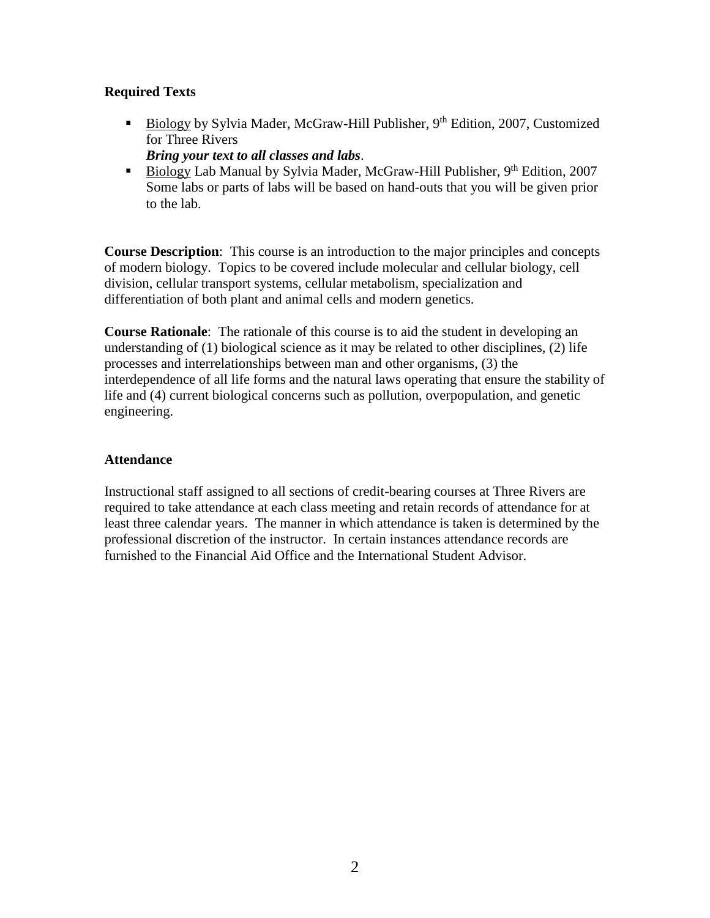**Required Texts**

- Biology by Sylvia Mader, McGraw-Hill Publisher, 9th Edition, 2007, Customized for Three Rivers
  ***Bring your text to all classes and labs***.
- Biology Lab Manual by Sylvia Mader, McGraw-Hill Publisher, 9th Edition, 2007
  Some labs or parts of labs will be based on hand-outs that you will be given prior to the lab.

**Course Description**: This course is an introduction to the major principles and concepts of modern biology. Topics to be covered include molecular and cellular biology, cell division, cellular transport systems, cellular metabolism, specialization and differentiation of both plant and animal cells and modern genetics.

**Course Rationale**: The rationale of this course is to aid the student in developing an understanding of (1) biological science as it may be related to other disciplines, (2) life processes and interrelationships between man and other organisms, (3) the interdependence of all life forms and the natural laws operating that ensure the stability of life and (4) current biological concerns such as pollution, overpopulation, and genetic engineering.

**Attendance**

Instructional staff assigned to all sections of credit-bearing courses at Three Rivers are required to take attendance at each class meeting and retain records of attendance for at least three calendar years. The manner in which attendance is taken is determined by the professional discretion of the instructor. In certain instances attendance records are furnished to the Financial Aid Office and the International Student Advisor.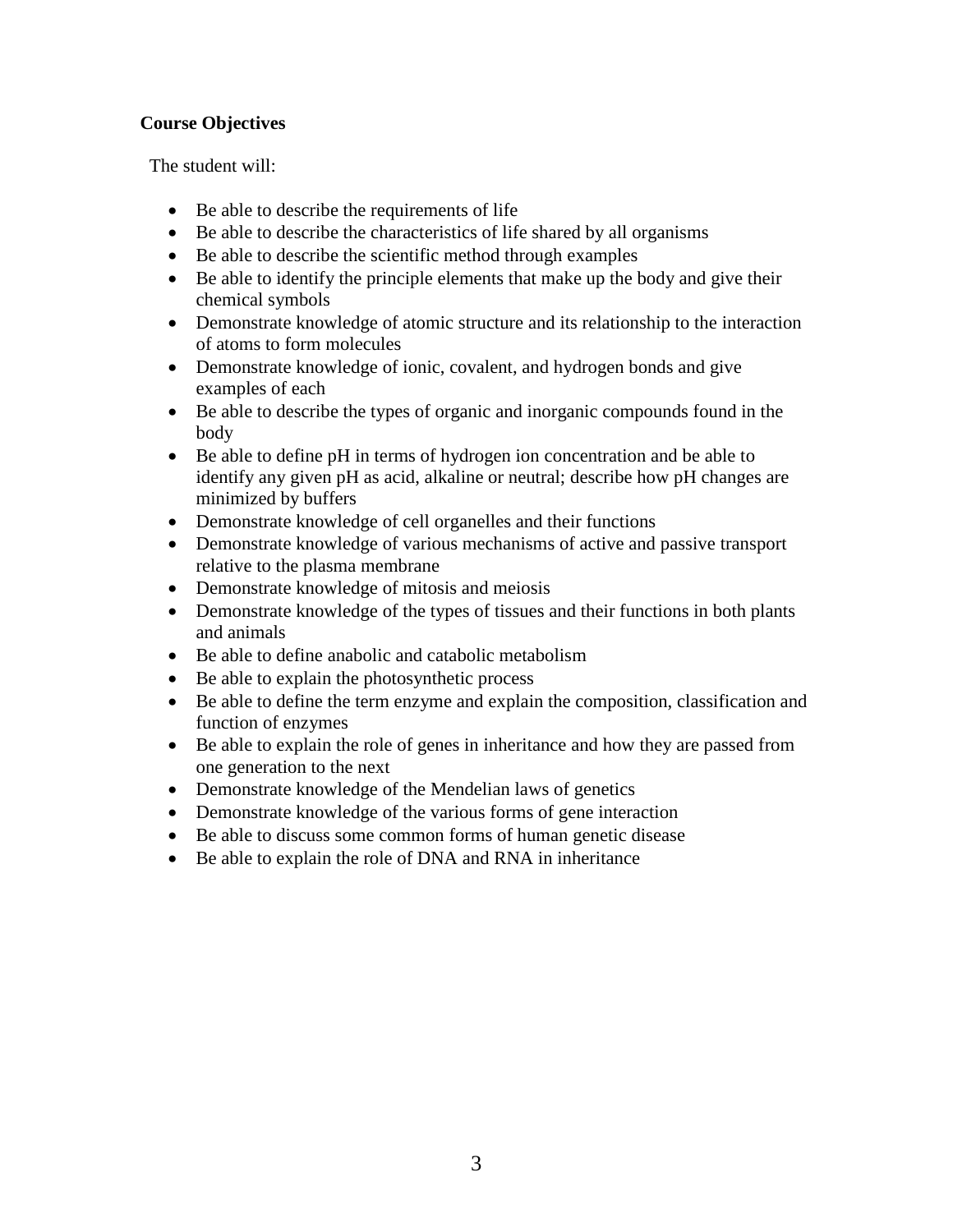**Course Objectives**

The student will:

- Be able to describe the requirements of life
- Be able to describe the characteristics of life shared by all organisms
- Be able to describe the scientific method through examples
- Be able to identify the principle elements that make up the body and give their chemical symbols
- Demonstrate knowledge of atomic structure and its relationship to the interaction of atoms to form molecules
- Demonstrate knowledge of ionic, covalent, and hydrogen bonds and give examples of each
- Be able to describe the types of organic and inorganic compounds found in the body
- Be able to define pH in terms of hydrogen ion concentration and be able to identify any given pH as acid, alkaline or neutral; describe how pH changes are minimized by buffers
- Demonstrate knowledge of cell organelles and their functions
- Demonstrate knowledge of various mechanisms of active and passive transport relative to the plasma membrane
- Demonstrate knowledge of mitosis and meiosis
- Demonstrate knowledge of the types of tissues and their functions in both plants and animals
- Be able to define anabolic and catabolic metabolism
- Be able to explain the photosynthetic process
- Be able to define the term enzyme and explain the composition, classification and function of enzymes
- Be able to explain the role of genes in inheritance and how they are passed from one generation to the next
- Demonstrate knowledge of the Mendelian laws of genetics
- Demonstrate knowledge of the various forms of gene interaction
- Be able to discuss some common forms of human genetic disease
- Be able to explain the role of DNA and RNA in inheritance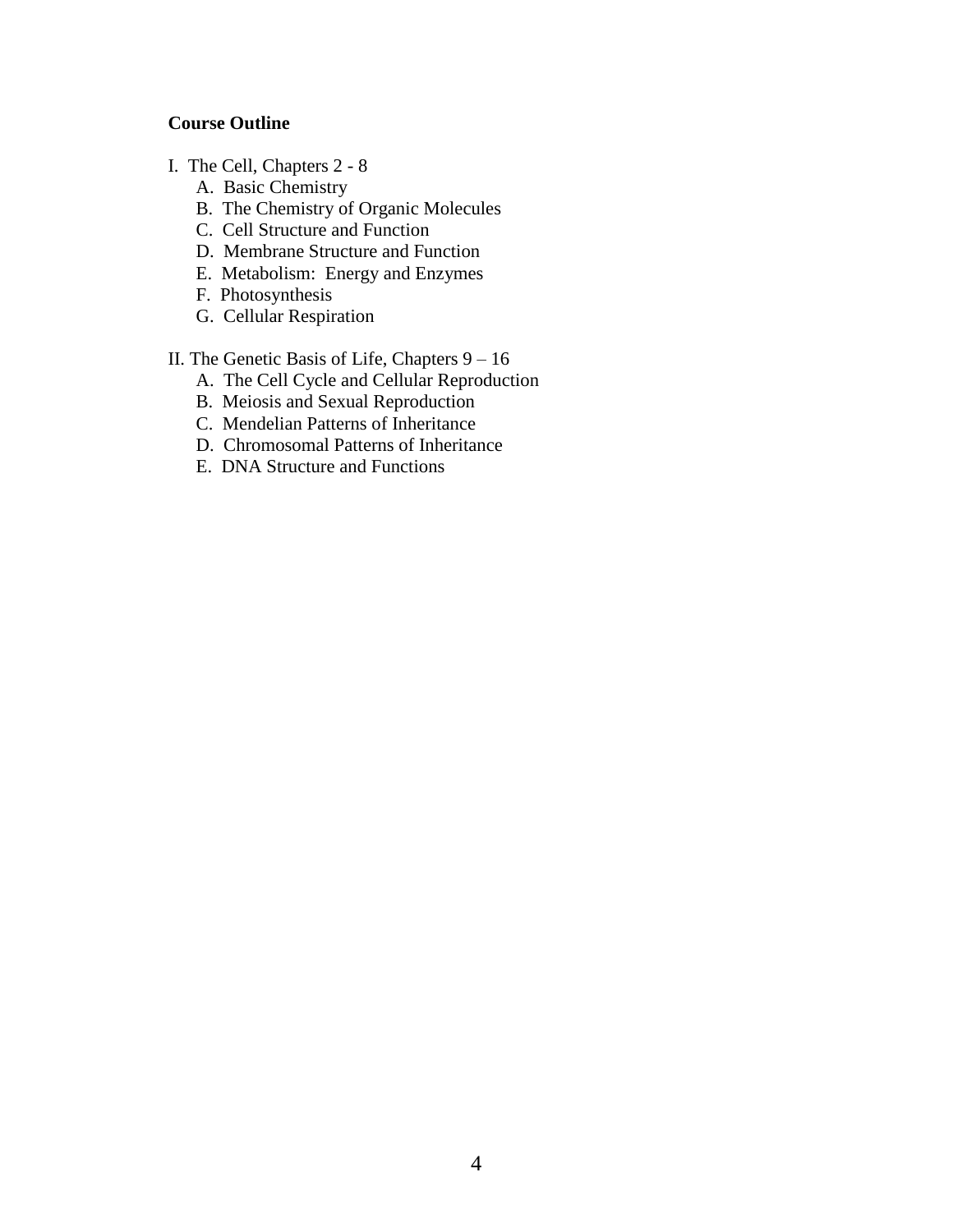**Course Outline**

I. The Cell, Chapters 2 - 8

- A. Basic Chemistry
- B. The Chemistry of Organic Molecules
- C. Cell Structure and Function
- D. Membrane Structure and Function
- E. Metabolism: Energy and Enzymes
- F. Photosynthesis
- G. Cellular Respiration

II. The Genetic Basis of Life, Chapters 9 – 16

- A. The Cell Cycle and Cellular Reproduction
- B. Meiosis and Sexual Reproduction
- C. Mendelian Patterns of Inheritance
- D. Chromosomal Patterns of Inheritance
- E. DNA Structure and Functions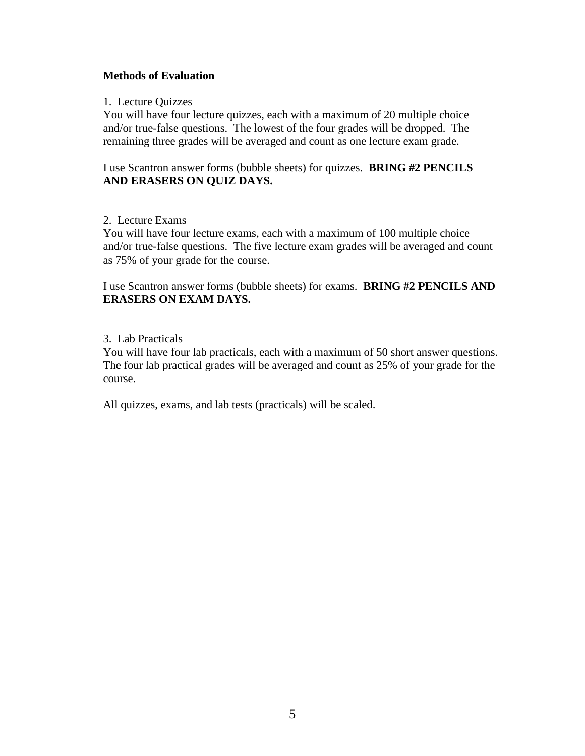**Methods of Evaluation**

1. Lecture Quizzes

You will have four lecture quizzes, each with a maximum of 20 multiple choice and/or true-false questions. The lowest of the four grades will be dropped. The remaining three grades will be averaged and count as one lecture exam grade.

I use Scantron answer forms (bubble sheets) for quizzes. **BRING #2 PENCILS AND ERASERS ON QUIZ DAYS.**

2. Lecture Exams

You will have four lecture exams, each with a maximum of 100 multiple choice and/or true-false questions. The five lecture exam grades will be averaged and count as 75% of your grade for the course.

I use Scantron answer forms (bubble sheets) for exams. **BRING #2 PENCILS AND ERASERS ON EXAM DAYS.**

3. Lab Practicals

You will have four lab practicals, each with a maximum of 50 short answer questions. The four lab practical grades will be averaged and count as 25% of your grade for the course.

All quizzes, exams, and lab tests (practicals) will be scaled.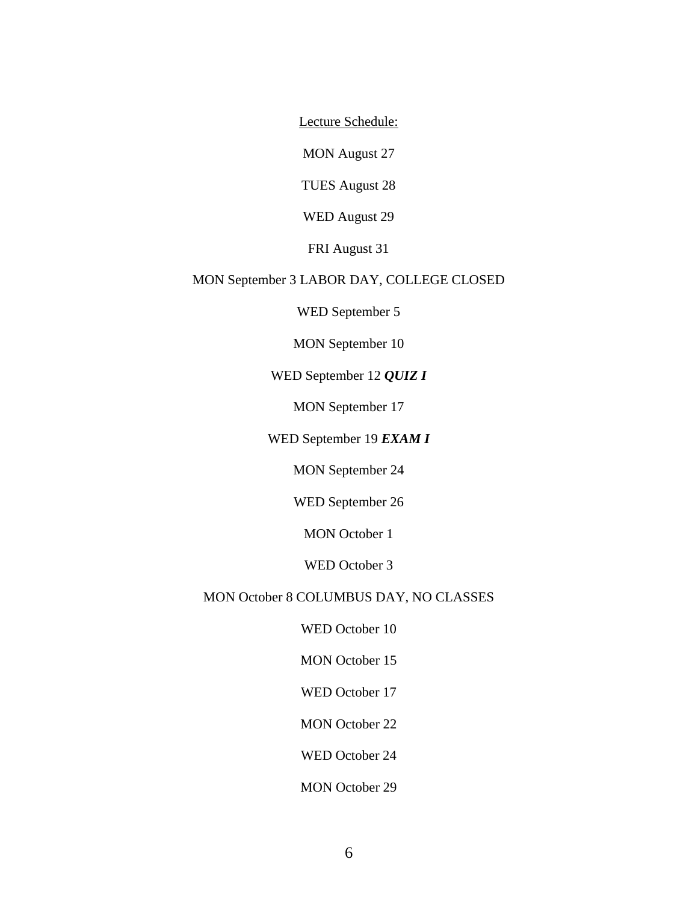Lecture Schedule:

MON August 27

TUES August 28

WED August 29

FRI August 31

MON September 3 LABOR DAY, COLLEGE CLOSED

WED September 5

MON September 10

WED September 12 ***QUIZ I***

MON September 17

WED September 19 ***EXAM I***

MON September 24

WED September 26

MON October 1

WED October 3

MON October 8 COLUMBUS DAY, NO CLASSES

WED October 10

MON October 15

WED October 17

MON October 22

WED October 24

MON October 29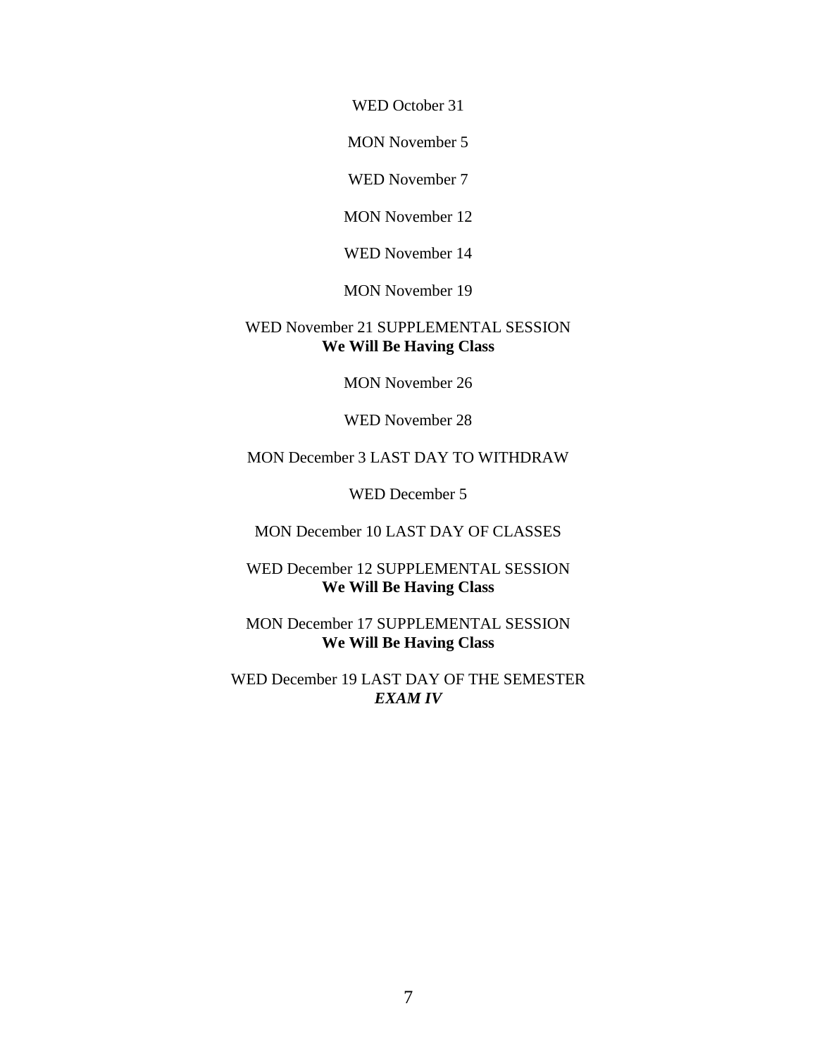WED October 31

MON November 5

WED November 7

MON November 12

WED November 14

MON November 19

WED November 21 SUPPLEMENTAL SESSION
**We Will Be Having Class**

MON November 26

WED November 28

MON December 3 LAST DAY TO WITHDRAW

WED December 5

MON December 10 LAST DAY OF CLASSES

WED December 12 SUPPLEMENTAL SESSION
**We Will Be Having Class**

MON December 17 SUPPLEMENTAL SESSION
**We Will Be Having Class**

WED December 19 LAST DAY OF THE SEMESTER
***EXAM IV***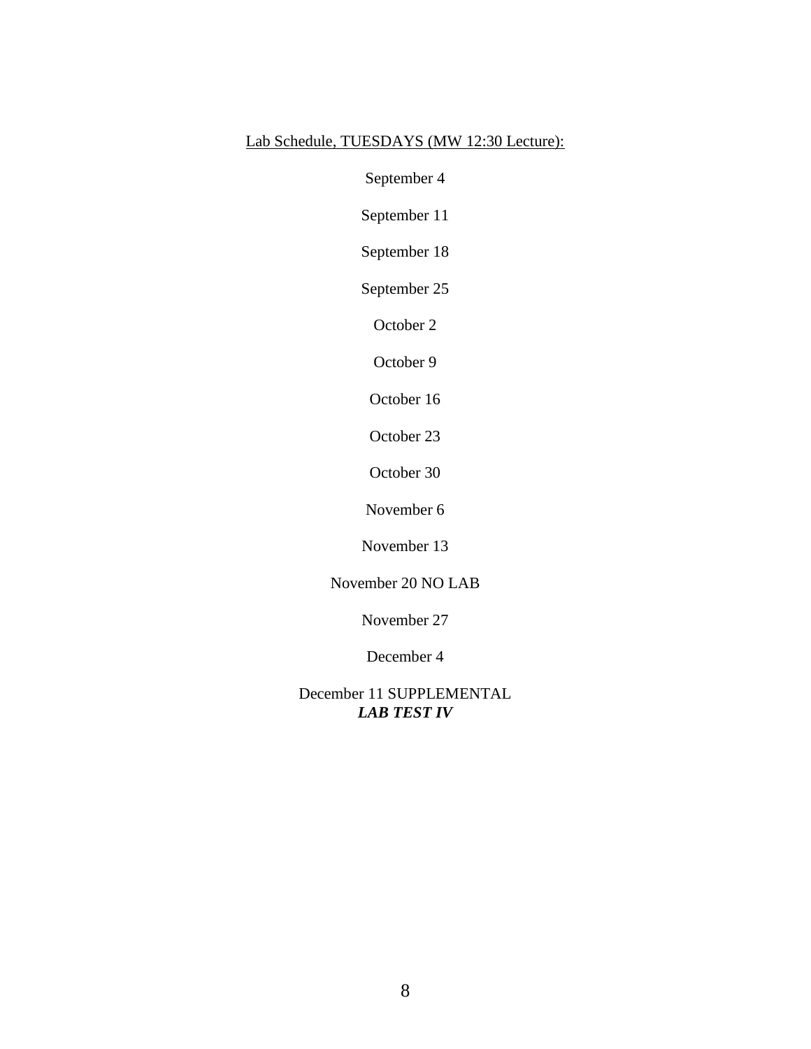Lab Schedule, TUESDAYS (MW 12:30 Lecture):

September 4

September 11

September 18

September 25

October 2

October 9

October 16

October 23

October 30

November 6

November 13

November 20 NO LAB

November 27

December 4

December 11 SUPPLEMENTAL
***LAB TEST IV***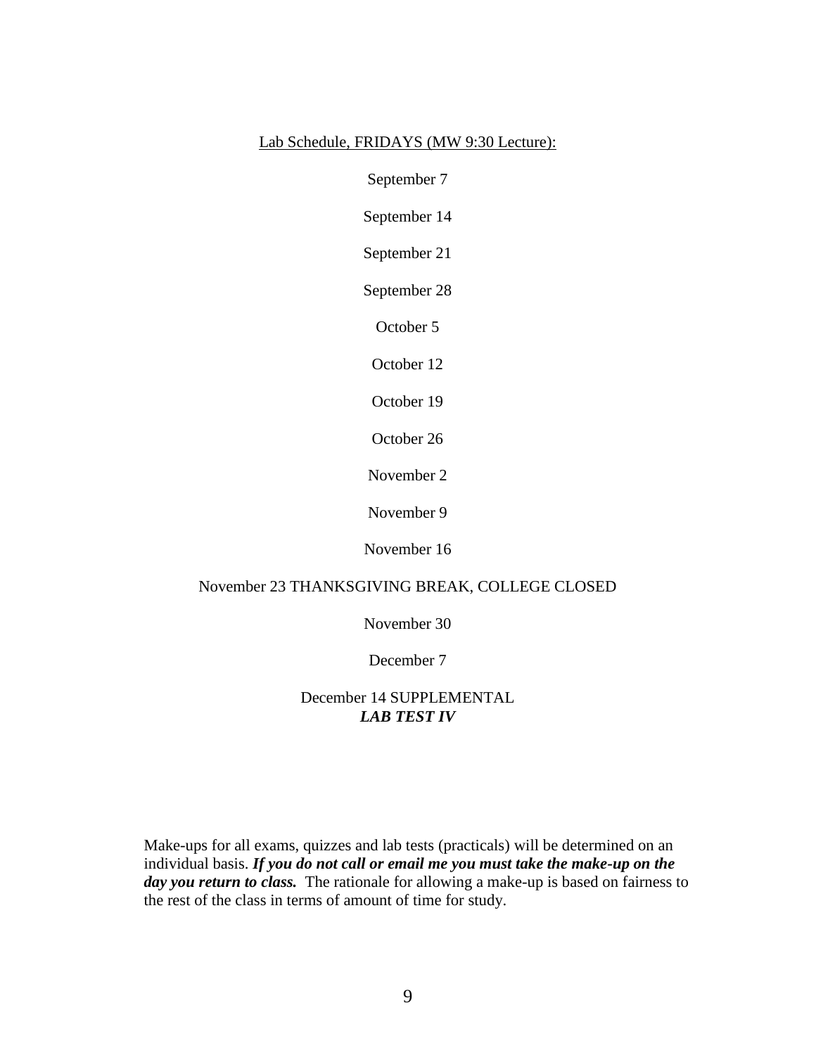<u>Lab Schedule, FRIDAYS (MW 9:30 Lecture):</u>

September 7

September 14

September 21

September 28

October 5

October 12

October 19

October 26

November 2

November 9

November 16

November 23 THANKSGIVING BREAK, COLLEGE CLOSED

November 30

December 7

December 14 SUPPLEMENTAL
***LAB TEST IV***

Make-ups for all exams, quizzes and lab tests (practicals) will be determined on an individual basis. ***If you do not call or email me you must take the make-up on the day you return to class.*** The rationale for allowing a make-up is based on fairness to the rest of the class in terms of amount of time for study.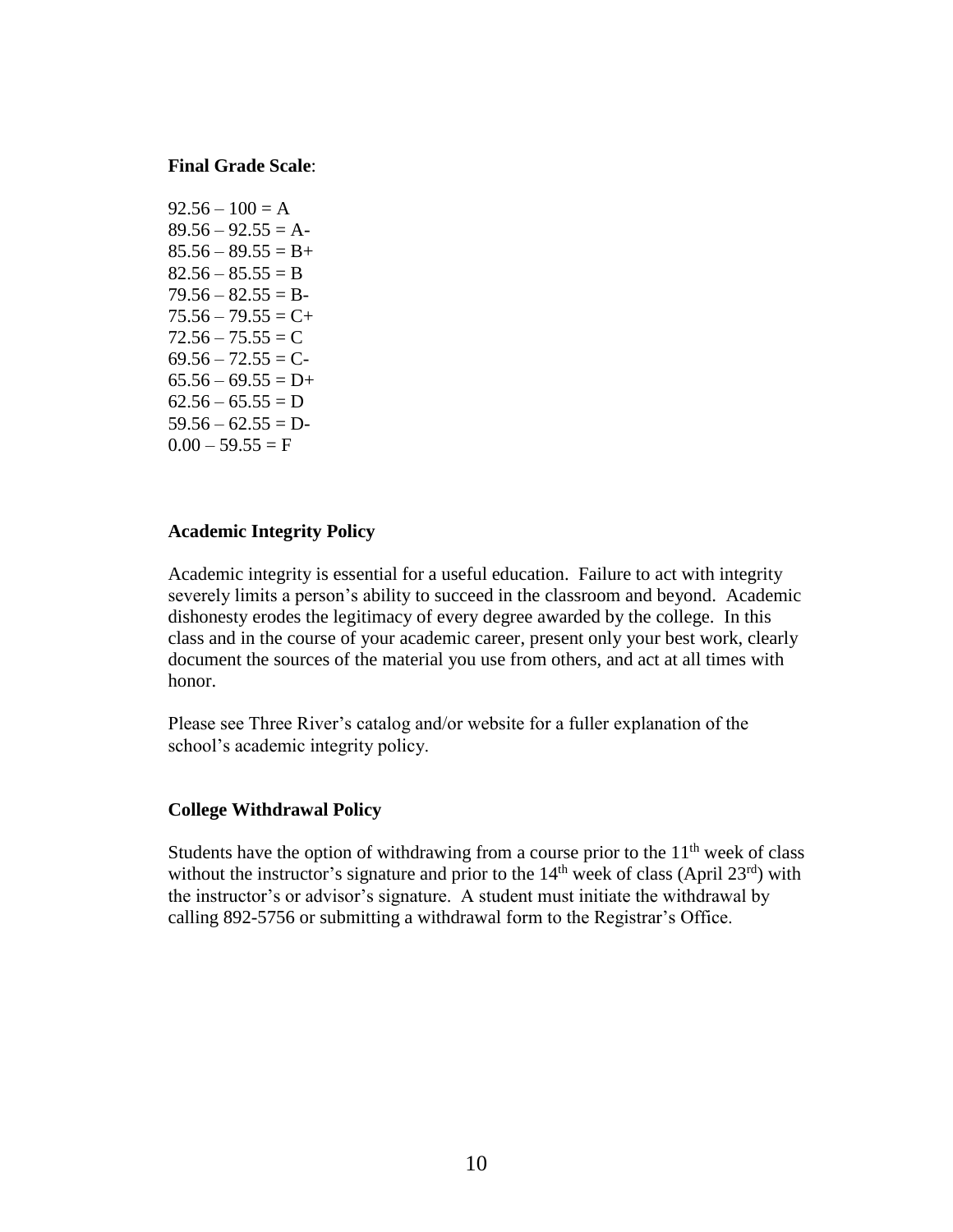**Final Grade Scale**:

92.56 – 100 = A
89.56 – 92.55 = A-
85.56 – 89.55 = B+
82.56 – 85.55 = B
79.56 – 82.55 = B-
75.56 – 79.55 = C+
72.56 – 75.55 = C
69.56 – 72.55 = C-
65.56 – 69.55 = D+
62.56 – 65.55 = D
59.56 – 62.55 = D-
0.00 – 59.55 = F

**Academic Integrity Policy**

Academic integrity is essential for a useful education. Failure to act with integrity severely limits a person's ability to succeed in the classroom and beyond. Academic dishonesty erodes the legitimacy of every degree awarded by the college. In this class and in the course of your academic career, present only your best work, clearly document the sources of the material you use from others, and act at all times with honor.

Please see Three River's catalog and/or website for a fuller explanation of the school's academic integrity policy.

**College Withdrawal Policy**

Students have the option of withdrawing from a course prior to the 11th week of class without the instructor's signature and prior to the 14th week of class (April 23rd) with the instructor's or advisor's signature. A student must initiate the withdrawal by calling 892-5756 or submitting a withdrawal form to the Registrar's Office.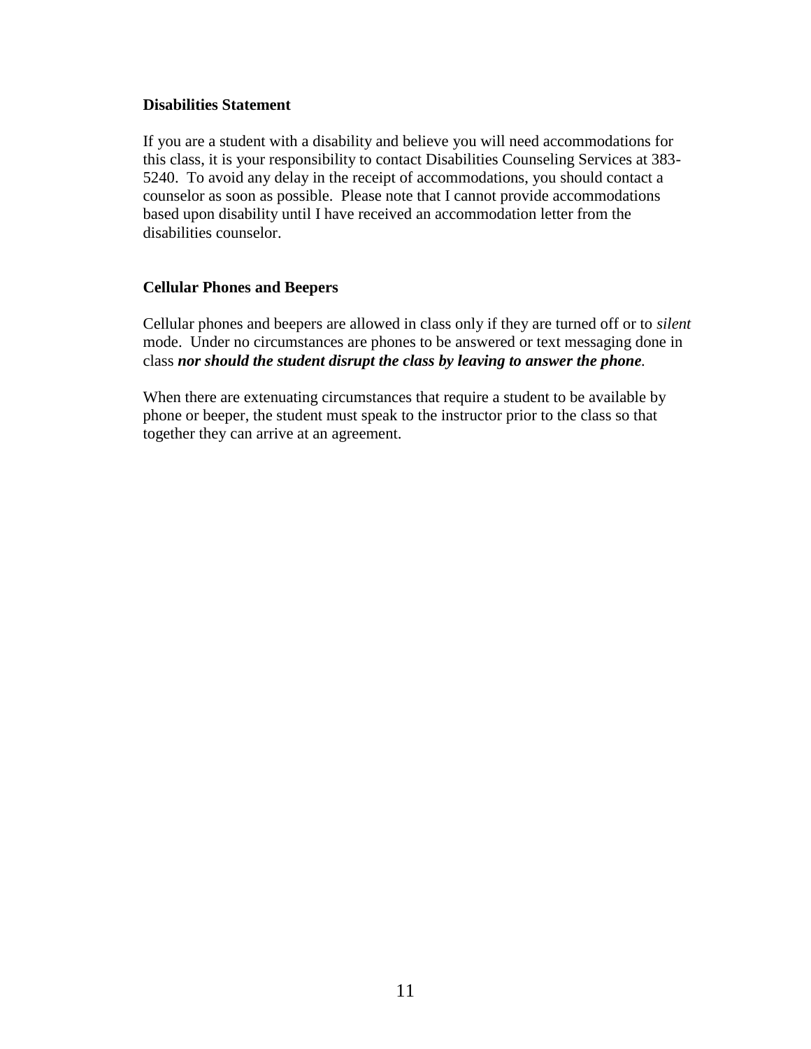**Disabilities Statement**

If you are a student with a disability and believe you will need accommodations for this class, it is your responsibility to contact Disabilities Counseling Services at 383-5240. To avoid any delay in the receipt of accommodations, you should contact a counselor as soon as possible. Please note that I cannot provide accommodations based upon disability until I have received an accommodation letter from the disabilities counselor.

**Cellular Phones and Beepers**

Cellular phones and beepers are allowed in class only if they are turned off or to *silent* mode. Under no circumstances are phones to be answered or text messaging done in class ***nor should the student disrupt the class by leaving to answer the phone.***

When there are extenuating circumstances that require a student to be available by phone or beeper, the student must speak to the instructor prior to the class so that together they can arrive at an agreement.